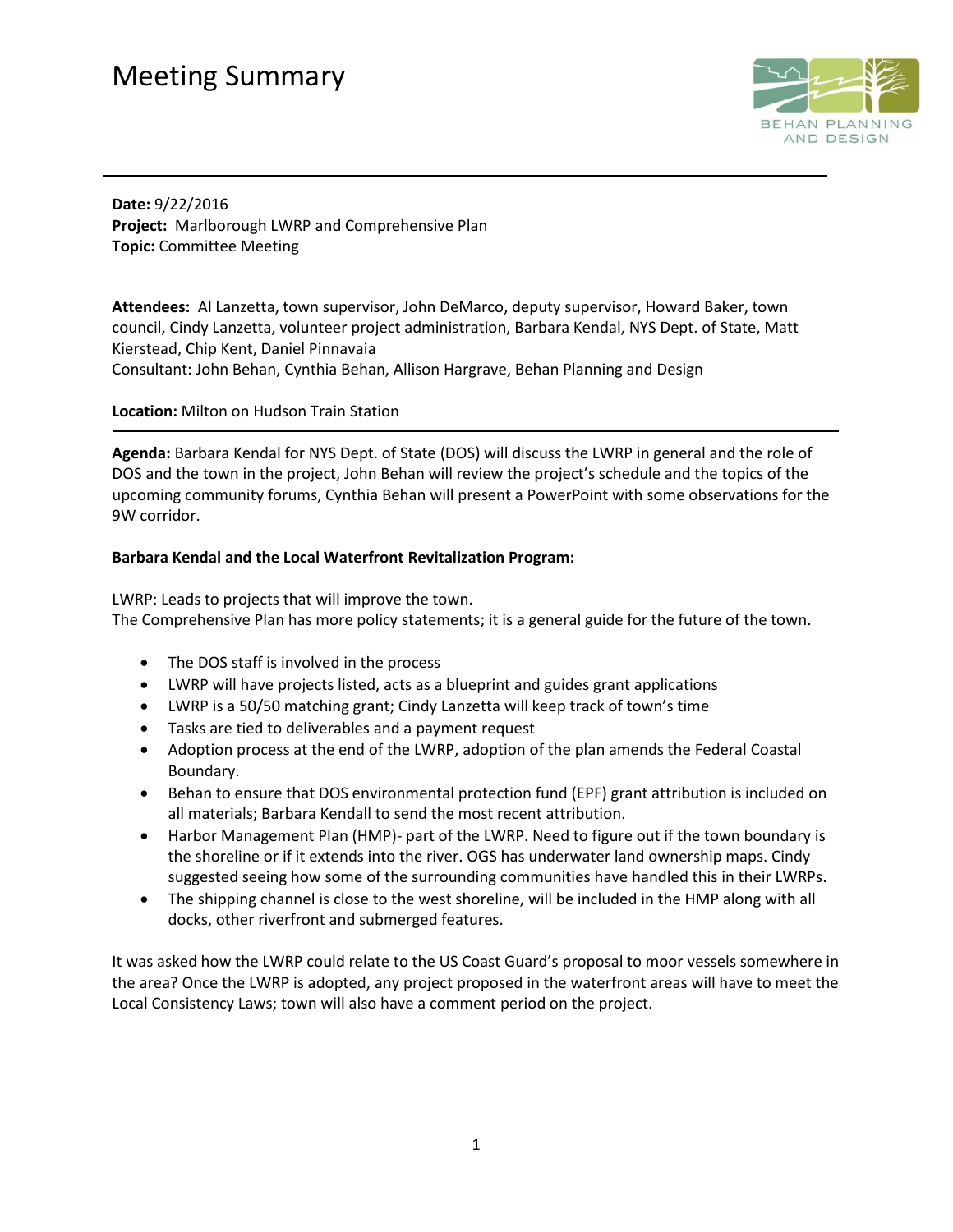# Meeting Summary

**Date:** 9/22/2016
**Project:** Marlborough LWRP and Comprehensive Plan
**Topic:** Committee Meeting

**Attendees:** Al Lanzetta, town supervisor, John DeMarco, deputy supervisor, Howard Baker, town council, Cindy Lanzetta, volunteer project administration, Barbara Kendal, NYS Dept. of State, Matt Kierstead, Chip Kent, Daniel Pinnavaia
Consultant: John Behan, Cynthia Behan, Allison Hargrave, Behan Planning and Design

**Location:** Milton on Hudson Train Station

**Agenda:** Barbara Kendal for NYS Dept. of State (DOS) will discuss the LWRP in general and the role of DOS and the town in the project, John Behan will review the project's schedule and the topics of the upcoming community forums, Cynthia Behan will present a PowerPoint with some observations for the 9W corridor.

**Barbara Kendal and the Local Waterfront Revitalization Program:**

LWRP: Leads to projects that will improve the town.
The Comprehensive Plan has more policy statements; it is a general guide for the future of the town.

- The DOS staff is involved in the process
- LWRP will have projects listed, acts as a blueprint and guides grant applications
- LWRP is a 50/50 matching grant; Cindy Lanzetta will keep track of town's time
- Tasks are tied to deliverables and a payment request
- Adoption process at the end of the LWRP, adoption of the plan amends the Federal Coastal Boundary.
- Behan to ensure that DOS environmental protection fund (EPF) grant attribution is included on all materials; Barbara Kendall to send the most recent attribution.
- Harbor Management Plan (HMP)- part of the LWRP. Need to figure out if the town boundary is the shoreline or if it extends into the river. OGS has underwater land ownership maps. Cindy suggested seeing how some of the surrounding communities have handled this in their LWRPs.
- The shipping channel is close to the west shoreline, will be included in the HMP along with all docks, other riverfront and submerged features.

It was asked how the LWRP could relate to the US Coast Guard's proposal to moor vessels somewhere in the area? Once the LWRP is adopted, any project proposed in the waterfront areas will have to meet the Local Consistency Laws; town will also have a comment period on the project.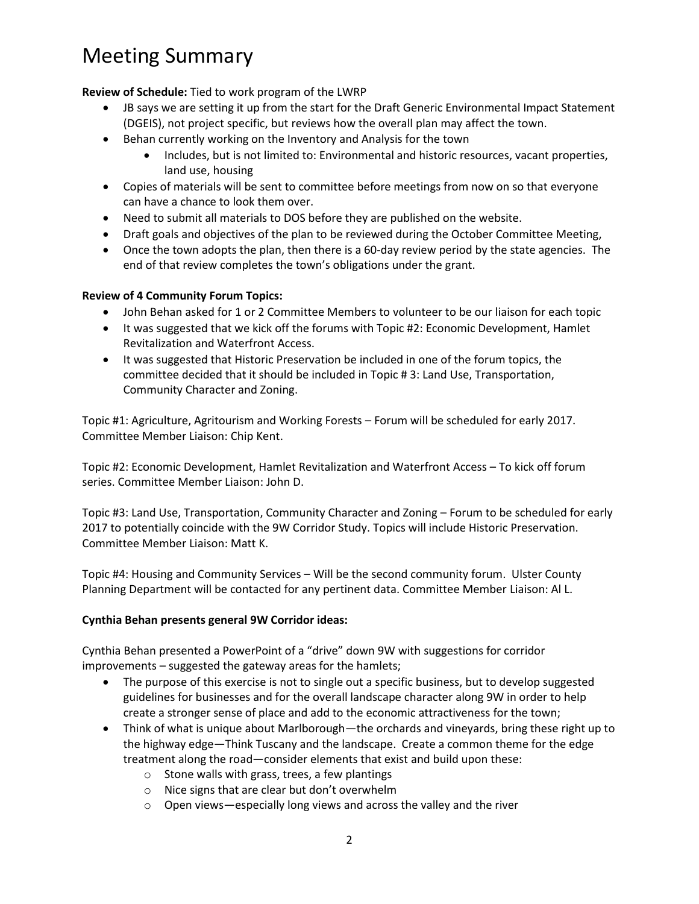# Meeting Summary

**Review of Schedule:** Tied to work program of the LWRP

- JB says we are setting it up from the start for the Draft Generic Environmental Impact Statement (DGEIS), not project specific, but reviews how the overall plan may affect the town.
- Behan currently working on the Inventory and Analysis for the town
    - Includes, but is not limited to: Environmental and historic resources, vacant properties, land use, housing
- Copies of materials will be sent to committee before meetings from now on so that everyone can have a chance to look them over.
- Need to submit all materials to DOS before they are published on the website.
- Draft goals and objectives of the plan to be reviewed during the October Committee Meeting,
- Once the town adopts the plan, then there is a 60-day review period by the state agencies. The end of that review completes the town's obligations under the grant.

**Review of 4 Community Forum Topics:**

- John Behan asked for 1 or 2 Committee Members to volunteer to be our liaison for each topic
- It was suggested that we kick off the forums with Topic #2: Economic Development, Hamlet Revitalization and Waterfront Access.
- It was suggested that Historic Preservation be included in one of the forum topics, the committee decided that it should be included in Topic # 3: Land Use, Transportation, Community Character and Zoning.

Topic #1: Agriculture, Agritourism and Working Forests – Forum will be scheduled for early 2017. Committee Member Liaison: Chip Kent.

Topic #2: Economic Development, Hamlet Revitalization and Waterfront Access – To kick off forum series. Committee Member Liaison: John D.

Topic #3: Land Use, Transportation, Community Character and Zoning – Forum to be scheduled for early 2017 to potentially coincide with the 9W Corridor Study. Topics will include Historic Preservation. Committee Member Liaison: Matt K.

Topic #4: Housing and Community Services – Will be the second community forum. Ulster County Planning Department will be contacted for any pertinent data. Committee Member Liaison: Al L.

**Cynthia Behan presents general 9W Corridor ideas:**

Cynthia Behan presented a PowerPoint of a "drive" down 9W with suggestions for corridor improvements – suggested the gateway areas for the hamlets;

- The purpose of this exercise is not to single out a specific business, but to develop suggested guidelines for businesses and for the overall landscape character along 9W in order to help create a stronger sense of place and add to the economic attractiveness for the town;
- Think of what is unique about Marlborough—the orchards and vineyards, bring these right up to the highway edge—Think Tuscany and the landscape. Create a common theme for the edge treatment along the road—consider elements that exist and build upon these:
    - Stone walls with grass, trees, a few plantings
    - Nice signs that are clear but don't overwhelm
    - Open views—especially long views and across the valley and the river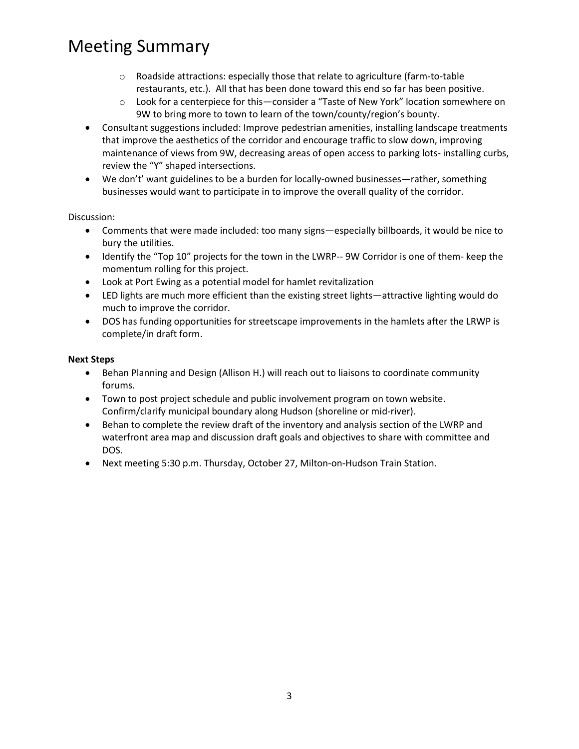# Meeting Summary

- Roadside attractions: especially those that relate to agriculture (farm-to-table restaurants, etc.). All that has been done toward this end so far has been positive.
    - Look for a centerpiece for this—consider a "Taste of New York" location somewhere on 9W to bring more to town to learn of the town/county/region's bounty.
- Consultant suggestions included: Improve pedestrian amenities, installing landscape treatments that improve the aesthetics of the corridor and encourage traffic to slow down, improving maintenance of views from 9W, decreasing areas of open access to parking lots- installing curbs, review the "Y" shaped intersections.
- We don't' want guidelines to be a burden for locally-owned businesses—rather, something businesses would want to participate in to improve the overall quality of the corridor.

Discussion:

- Comments that were made included: too many signs—especially billboards, it would be nice to bury the utilities.
- Identify the "Top 10" projects for the town in the LWRP-- 9W Corridor is one of them- keep the momentum rolling for this project.
- Look at Port Ewing as a potential model for hamlet revitalization
- LED lights are much more efficient than the existing street lights—attractive lighting would do much to improve the corridor.
- DOS has funding opportunities for streetscape improvements in the hamlets after the LRWP is complete/in draft form.

**Next Steps**

- Behan Planning and Design (Allison H.) will reach out to liaisons to coordinate community forums.
- Town to post project schedule and public involvement program on town website. Confirm/clarify municipal boundary along Hudson (shoreline or mid-river).
- Behan to complete the review draft of the inventory and analysis section of the LWRP and waterfront area map and discussion draft goals and objectives to share with committee and DOS.
- Next meeting 5:30 p.m. Thursday, October 27, Milton-on-Hudson Train Station.